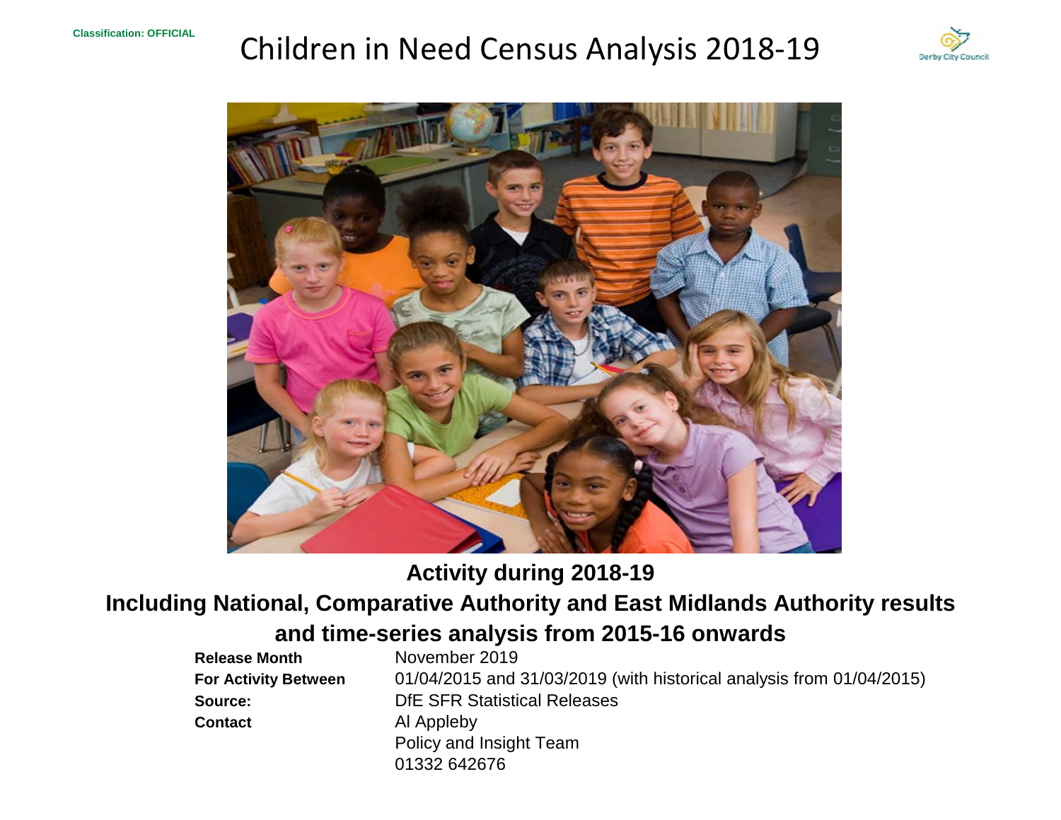Classification: OFFICIAL

# Children in Need Census Analysis 2018-19

Derby City Council

## Activity during 2018-19

## Including National, Comparative Authority and East Midlands Authority results and time-series analysis from 2015-16 onwards

| | |
|---|---|
| **Release Month** | November 2019 |
| **For Activity Between** | 01/04/2015 and 31/03/2019 (with historical analysis from 01/04/2015) |
| **Source:** | DfE SFR Statistical Releases |
| **Contact** | Al Appleby |
| | Policy and Insight Team |
| | 01332 642676 |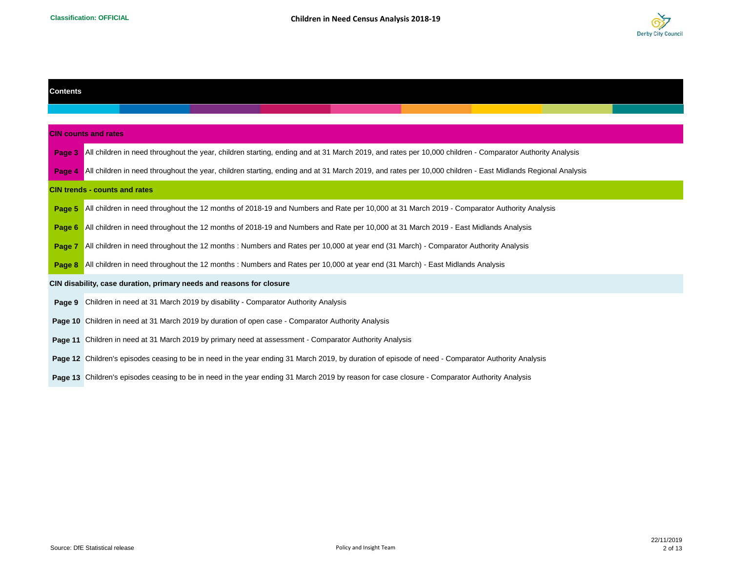## Contents

### CIN counts and rates

| | |
|---|---|
| **Page 3** | All children in need throughout the year, children starting, ending and at 31 March 2019, and rates per 10,000 children - Comparator Authority Analysis |
| **Page 4** | All children in need throughout the year, children starting, ending and at 31 March 2019, and rates per 10,000 children - East Midlands Regional Analysis |

### CIN trends - counts and rates

| | |
|---|---|
| **Page 5** | All children in need throughout the 12 months of 2018-19 and Numbers and Rate per 10,000 at 31 March 2019 - Comparator Authority Analysis |
| **Page 6** | All children in need throughout the 12 months of 2018-19 and Numbers and Rate per 10,000 at 31 March 2019 - East Midlands Analysis |
| **Page 7** | All children in need throughout the 12 months : Numbers and Rates per 10,000 at year end (31 March) - Comparator Authority Analysis |
| **Page 8** | All children in need throughout the 12 months : Numbers and Rates per 10,000 at year end (31 March) - East Midlands Analysis |

### CIN disability, case duration, primary needs and reasons for closure

| | |
|---|---|
| **Page 9** | Children in need at 31 March 2019 by disability - Comparator Authority Analysis |
| **Page 10** | Children in need at 31 March 2019 by duration of open case - Comparator Authority Analysis |
| **Page 11** | Children in need at 31 March 2019 by primary need at assessment - Comparator Authority Analysis |
| **Page 12** | Children's episodes ceasing to be in need in the year ending 31 March 2019, by duration of episode of need - Comparator Authority Analysis |
| **Page 13** | Children's episodes ceasing to be in need in the year ending 31 March 2019 by reason for case closure - Comparator Authority Analysis |

Source: DfE Statistical release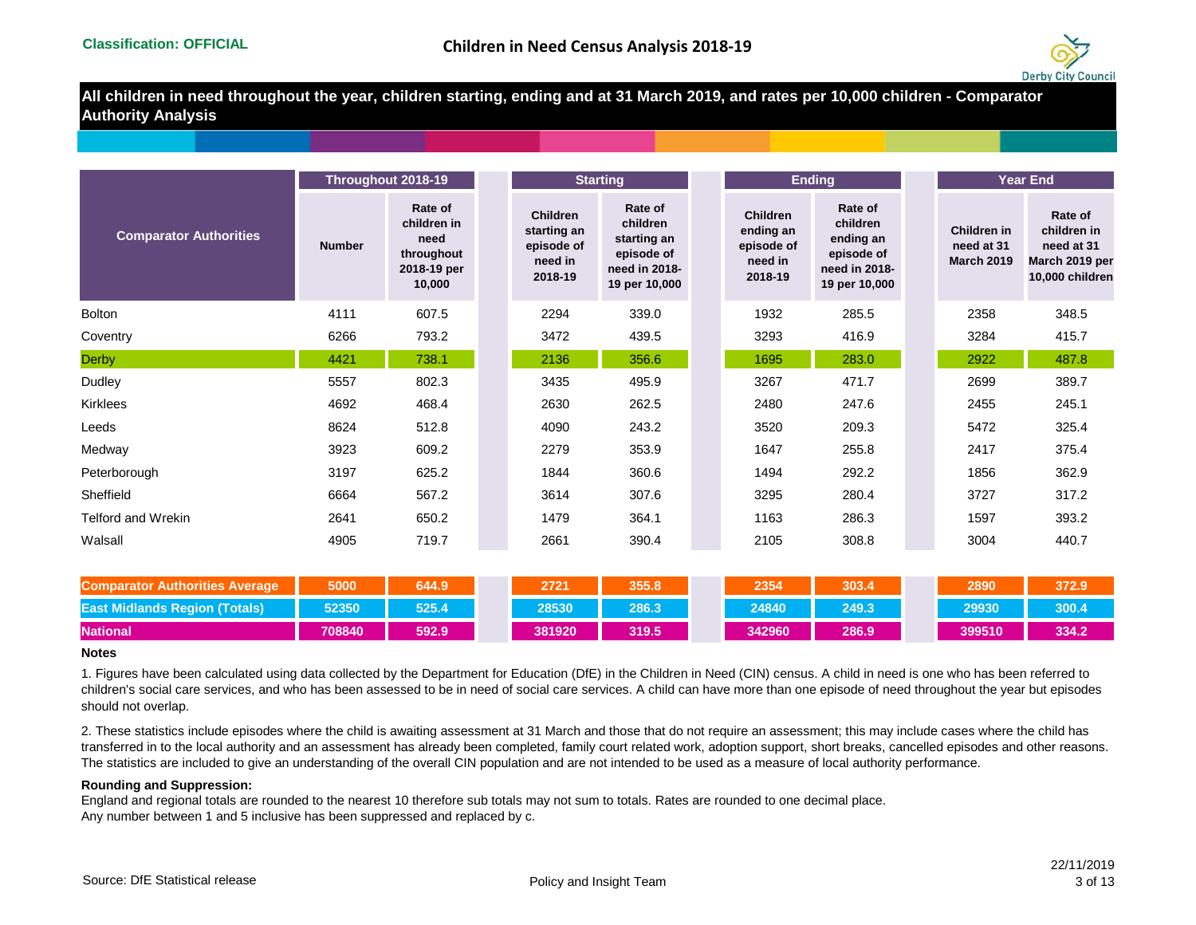Classification: OFFICIAL

# Children in Need Census Analysis 2018-19

## All children in need throughout the year, children starting, ending and at 31 March 2019, and rates per 10,000 children - Comparator Authority Analysis

| Comparator Authorities | Throughout 2018-19 | | Starting | | Ending | | Year End | |
|---|---|---|---|---|---|---|---|---|
| | Number | Rate of children in need throughout 2018-19 per 10,000 | Children starting an episode of need in 2018-19 | Rate of children starting an episode of need in 2018-19 per 10,000 | Children ending an episode of need in 2018-19 | Rate of children ending an episode of need in 2018-19 per 10,000 | Children in need at 31 March 2019 | Rate of children in need at 31 March 2019 per 10,000 children |
| Bolton | 4111 | 607.5 | 2294 | 339.0 | 1932 | 285.5 | 2358 | 348.5 |
| Coventry | 6266 | 793.2 | 3472 | 439.5 | 3293 | 416.9 | 3284 | 415.7 |
| Derby | 4421 | 738.1 | 2136 | 356.6 | 1695 | 283.0 | 2922 | 487.8 |
| Dudley | 5557 | 802.3 | 3435 | 495.9 | 3267 | 471.7 | 2699 | 389.7 |
| Kirklees | 4692 | 468.4 | 2630 | 262.5 | 2480 | 247.6 | 2455 | 245.1 |
| Leeds | 8624 | 512.8 | 4090 | 243.2 | 3520 | 209.3 | 5472 | 325.4 |
| Medway | 3923 | 609.2 | 2279 | 353.9 | 1647 | 255.8 | 2417 | 375.4 |
| Peterborough | 3197 | 625.2 | 1844 | 360.6 | 1494 | 292.2 | 1856 | 362.9 |
| Sheffield | 6664 | 567.2 | 3614 | 307.6 | 3295 | 280.4 | 3727 | 317.2 |
| Telford and Wrekin | 2641 | 650.2 | 1479 | 364.1 | 1163 | 286.3 | 1597 | 393.2 |
| Walsall | 4905 | 719.7 | 2661 | 390.4 | 2105 | 308.8 | 3004 | 440.7 |
| **Comparator Authorities Average** | **5000** | **644.9** | **2721** | **355.8** | **2354** | **303.4** | **2890** | **372.9** |
| **East Midlands Region (Totals)** | **52350** | **525.4** | **28530** | **286.3** | **24840** | **249.3** | **29930** | **300.4** |
| **National** | **708840** | **592.9** | **381920** | **319.5** | **342960** | **286.9** | **399510** | **334.2** |

**Notes**

1. Figures have been calculated using data collected by the Department for Education (DfE) in the Children in Need (CIN) census. A child in need is one who has been referred to children's social care services, and who has been assessed to be in need of social care services. A child can have more than one episode of need throughout the year but episodes should not overlap.

2. These statistics include episodes where the child is awaiting assessment at 31 March and those that do not require an assessment; this may include cases where the child has transferred in to the local authority and an assessment has already been completed, family court related work, adoption support, short breaks, cancelled episodes and other reasons. The statistics are included to give an understanding of the overall CIN population and are not intended to be used as a measure of local authority performance.

**Rounding and Suppression:**

England and regional totals are rounded to the nearest 10 therefore sub totals may not sum to totals. Rates are rounded to one decimal place.
Any number between 1 and 5 inclusive has been suppressed and replaced by c.

Source: DfE Statistical release

Policy and Insight Team

22/11/2019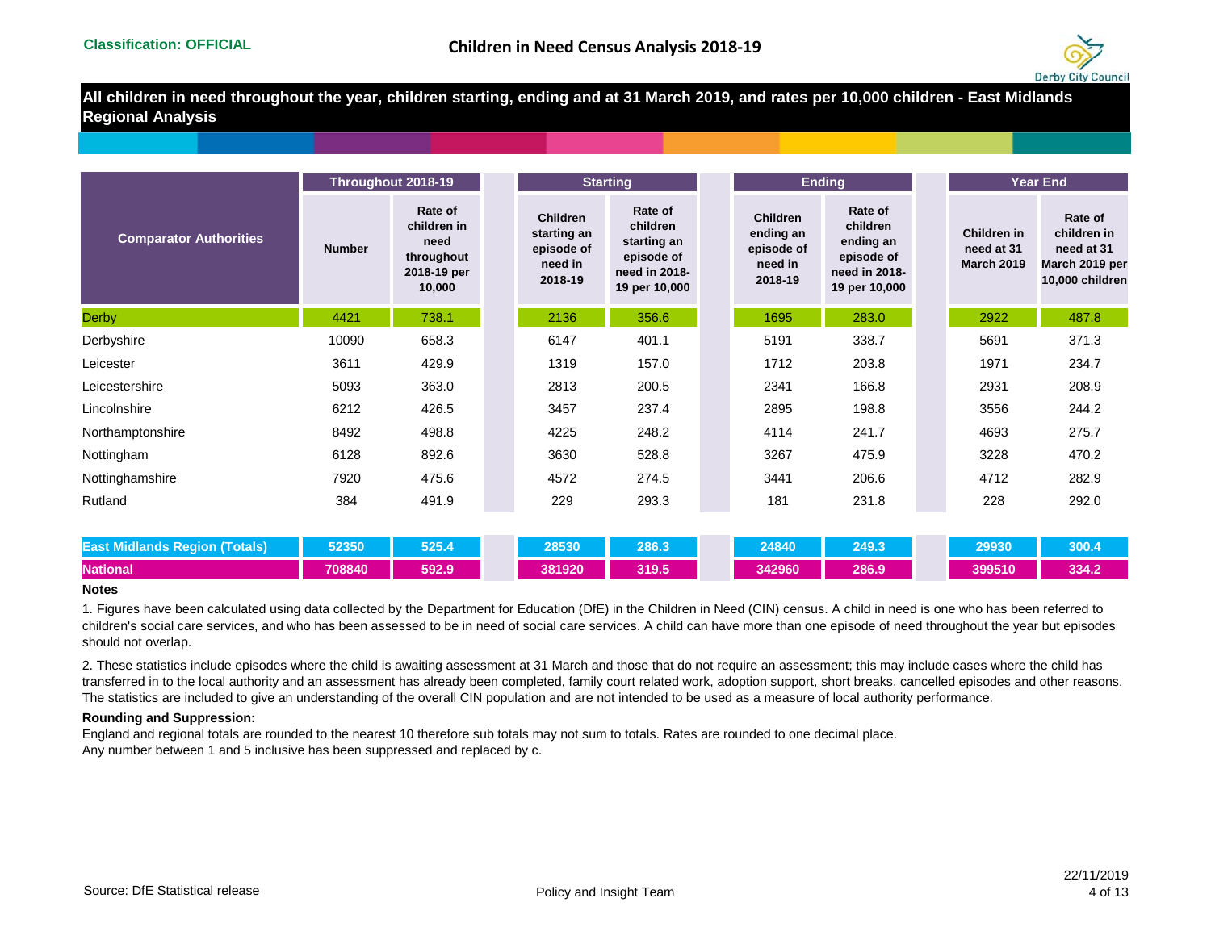Classification: OFFICIAL

# Children in Need Census Analysis 2018-19

## All children in need throughout the year, children starting, ending and at 31 March 2019, and rates per 10,000 children - East Midlands Regional Analysis

| Comparator Authorities | Throughout 2018-19 | | Starting | | Ending | | Year End | |
|---|---|---|---|---|---|---|---|---|
| | Number | Rate of children in need throughout 2018-19 per 10,000 | Children starting an episode of need in 2018-19 | Rate of children starting an episode of need in 2018-19 per 10,000 | Children ending an episode of need in 2018-19 | Rate of children ending an episode of need in 2018-19 per 10,000 | Children in need at 31 March 2019 | Rate of children in need at 31 March 2019 per 10,000 children |
| Derby | 4421 | 738.1 | 2136 | 356.6 | 1695 | 283.0 | 2922 | 487.8 |
| Derbyshire | 10090 | 658.3 | 6147 | 401.1 | 5191 | 338.7 | 5691 | 371.3 |
| Leicester | 3611 | 429.9 | 1319 | 157.0 | 1712 | 203.8 | 1971 | 234.7 |
| Leicestershire | 5093 | 363.0 | 2813 | 200.5 | 2341 | 166.8 | 2931 | 208.9 |
| Lincolnshire | 6212 | 426.5 | 3457 | 237.4 | 2895 | 198.8 | 3556 | 244.2 |
| Northamptonshire | 8492 | 498.8 | 4225 | 248.2 | 4114 | 241.7 | 4693 | 275.7 |
| Nottingham | 6128 | 892.6 | 3630 | 528.8 | 3267 | 475.9 | 3228 | 470.2 |
| Nottinghamshire | 7920 | 475.6 | 4572 | 274.5 | 3441 | 206.6 | 4712 | 282.9 |
| Rutland | 384 | 491.9 | 229 | 293.3 | 181 | 231.8 | 228 | 292.0 |
| **East Midlands Region (Totals)** | **52350** | **525.4** | **28530** | **286.3** | **24840** | **249.3** | **29930** | **300.4** |
| **National** | **708840** | **592.9** | **381920** | **319.5** | **342960** | **286.9** | **399510** | **334.2** |

**Notes**

1. Figures have been calculated using data collected by the Department for Education (DfE) in the Children in Need (CIN) census. A child in need is one who has been referred to children's social care services, and who has been assessed to be in need of social care services. A child can have more than one episode of need throughout the year but episodes should not overlap.

2. These statistics include episodes where the child is awaiting assessment at 31 March and those that do not require an assessment; this may include cases where the child has transferred in to the local authority and an assessment has already been completed, family court related work, adoption support, short breaks, cancelled episodes and other reasons. The statistics are included to give an understanding of the overall CIN population and are not intended to be used as a measure of local authority performance.

**Rounding and Suppression:**

England and regional totals are rounded to the nearest 10 therefore sub totals may not sum to totals. Rates are rounded to one decimal place.
Any number between 1 and 5 inclusive has been suppressed and replaced by c.

Source: DfE Statistical release

Policy and Insight Team

22/11/2019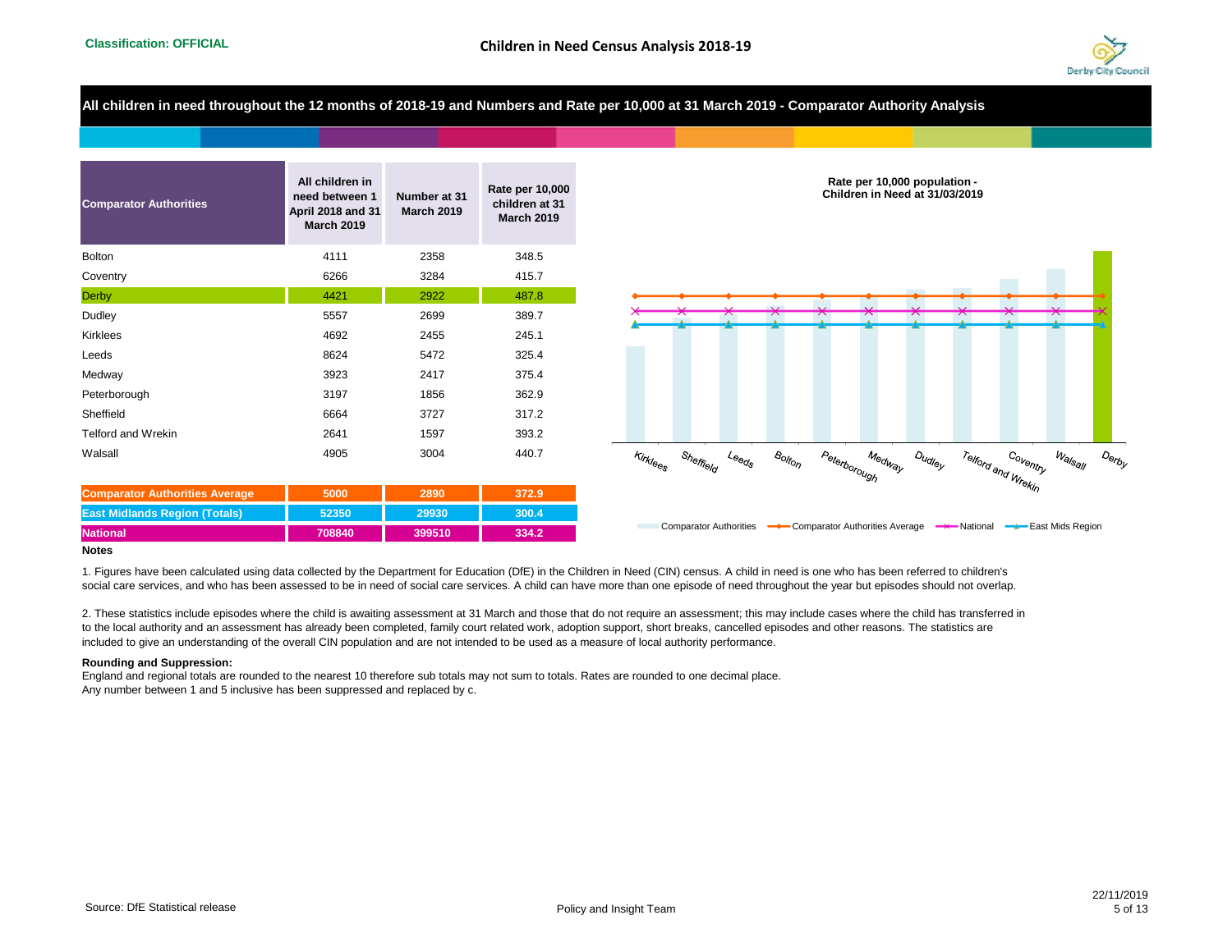Classification: OFFICIAL

# Children in Need Census Analysis 2018-19

## All children in need throughout the 12 months of 2018-19 and Numbers and Rate per 10,000 at 31 March 2019 - Comparator Authority Analysis

| Comparator Authorities | All children in need between 1 April 2018 and 31 March 2019 | Number at 31 March 2019 | Rate per 10,000 children at 31 March 2019 |
|---|---|---|---|
| Bolton | 4111 | 2358 | 348.5 |
| Coventry | 6266 | 3284 | 415.7 |
| Derby | 4421 | 2922 | 487.8 |
| Dudley | 5557 | 2699 | 389.7 |
| Kirklees | 4692 | 2455 | 245.1 |
| Leeds | 8624 | 5472 | 325.4 |
| Medway | 3923 | 2417 | 375.4 |
| Peterborough | 3197 | 1856 | 362.9 |
| Sheffield | 6664 | 3727 | 317.2 |
| Telford and Wrekin | 2641 | 1597 | 393.2 |
| Walsall | 4905 | 3004 | 440.7 |
| **Comparator Authorities Average** | **5000** | **2890** | **372.9** |
| **East Midlands Region (Totals)** | **52350** | **29930** | **300.4** |
| **National** | **708840** | **399510** | **334.2** |

**Rate per 10,000 population - Children in Need at 31/03/2019**

Chart categories: Kirklees, Sheffield, Leeds, Bolton, Peterborough, Medway, Dudley, Telford and Wrekin, Coventry, Walsall, Derby

Legend: Comparator Authorities, Comparator Authorities Average, National, East Mids Region

**Notes**

1. Figures have been calculated using data collected by the Department for Education (DfE) in the Children in Need (CIN) census. A child in need is one who has been referred to children's social care services, and who has been assessed to be in need of social care services. A child can have more than one episode of need throughout the year but episodes should not overlap.

2. These statistics include episodes where the child is awaiting assessment at 31 March and those that do not require an assessment; this may include cases where the child has transferred in to the local authority and an assessment has already been completed, family court related work, adoption support, short breaks, cancelled episodes and other reasons. The statistics are included to give an understanding of the overall CIN population and are not intended to be used as a measure of local authority performance.

**Rounding and Suppression:**

England and regional totals are rounded to the nearest 10 therefore sub totals may not sum to totals. Rates are rounded to one decimal place.
Any number between 1 and 5 inclusive has been suppressed and replaced by c.

Source: DfE Statistical release

Policy and Insight Team

22/11/2019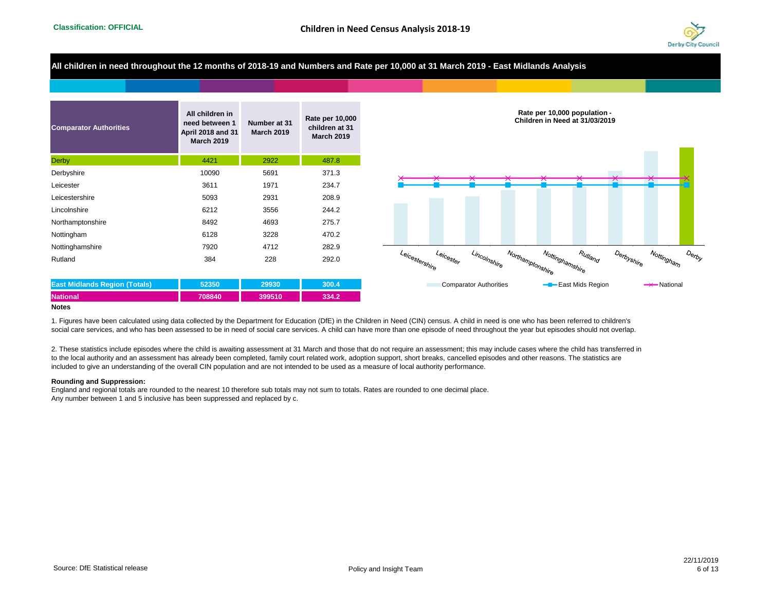**Classification: OFFICIAL**

# Children in Need Census Analysis 2018-19

## All children in need throughout the 12 months of 2018-19 and Numbers and Rate per 10,000 at 31 March 2019 - East Midlands Analysis

| Comparator Authorities | All children in need between 1 April 2018 and 31 March 2019 | Number at 31 March 2019 | Rate per 10,000 children at 31 March 2019 |
|---|---|---|---|
| Derby | 4421 | 2922 | 487.8 |
| Derbyshire | 10090 | 5691 | 371.3 |
| Leicester | 3611 | 1971 | 234.7 |
| Leicestershire | 5093 | 2931 | 208.9 |
| Lincolnshire | 6212 | 3556 | 244.2 |
| Northamptonshire | 8492 | 4693 | 275.7 |
| Nottingham | 6128 | 3228 | 470.2 |
| Nottinghamshire | 7920 | 4712 | 282.9 |
| Rutland | 384 | 228 | 292.0 |
| **East Midlands Region (Totals)** | **52350** | **29930** | **300.4** |
| **National** | **708840** | **399510** | **334.2** |

**Rate per 10,000 population - Children in Need at 31/03/2019**

**Notes**

1. Figures have been calculated using data collected by the Department for Education (DfE) in the Children in Need (CIN) census. A child in need is one who has been referred to children's social care services, and who has been assessed to be in need of social care services. A child can have more than one episode of need throughout the year but episodes should not overlap.

2. These statistics include episodes where the child is awaiting assessment at 31 March and those that do not require an assessment; this may include cases where the child has transferred in to the local authority and an assessment has already been completed, family court related work, adoption support, short breaks, cancelled episodes and other reasons. The statistics are included to give an understanding of the overall CIN population and are not intended to be used as a measure of local authority performance.

**Rounding and Suppression:**
England and regional totals are rounded to the nearest 10 therefore sub totals may not sum to totals. Rates are rounded to one decimal place.
Any number between 1 and 5 inclusive has been suppressed and replaced by c.

Source: DfE Statistical release

Policy and Insight Team

22/11/2019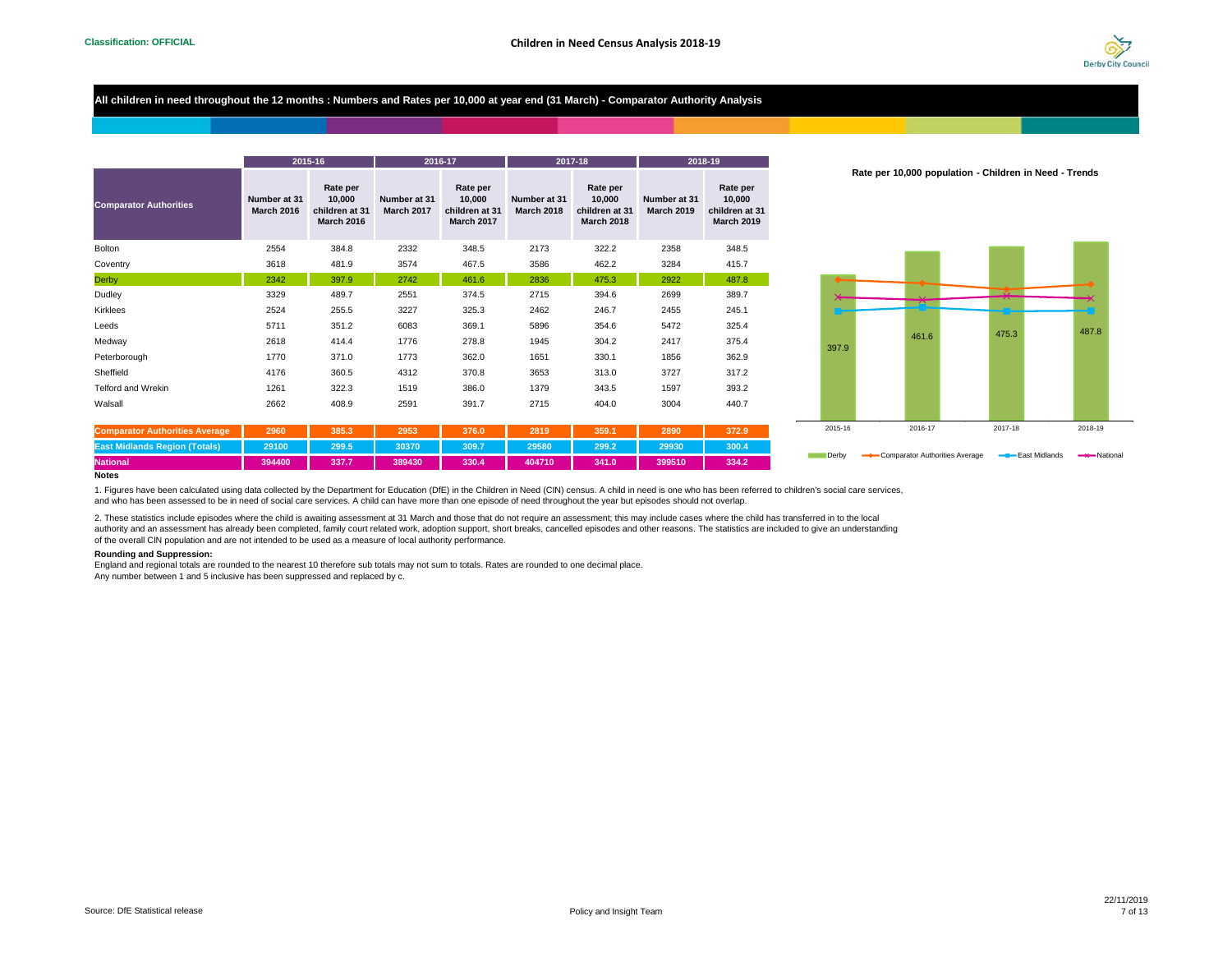**Classification: OFFICIAL**

# Children in Need Census Analysis 2018-19

## All children in need throughout the 12 months : Numbers and Rates per 10,000 at year end (31 March) - Comparator Authority Analysis

| Comparator Authorities | 2015-16 | | 2016-17 | | 2017-18 | | 2018-19 | |
|---|---|---|---|---|---|---|---|---|
| | Number at 31 March 2016 | Rate per 10,000 children at 31 March 2016 | Number at 31 March 2017 | Rate per 10,000 children at 31 March 2017 | Number at 31 March 2018 | Rate per 10,000 children at 31 March 2018 | Number at 31 March 2019 | Rate per 10,000 children at 31 March 2019 |
| Bolton | 2554 | 384.8 | 2332 | 348.5 | 2173 | 322.2 | 2358 | 348.5 |
| Coventry | 3618 | 481.9 | 3574 | 467.5 | 3586 | 462.2 | 3284 | 415.7 |
| Derby | 2342 | 397.9 | 2742 | 461.6 | 2836 | 475.3 | 2922 | 487.8 |
| Dudley | 3329 | 489.7 | 2551 | 374.5 | 2715 | 394.6 | 2699 | 389.7 |
| Kirklees | 2524 | 255.5 | 3227 | 325.3 | 2462 | 246.7 | 2455 | 245.1 |
| Leeds | 5711 | 351.2 | 6083 | 369.1 | 5896 | 354.6 | 5472 | 325.4 |
| Medway | 2618 | 414.4 | 1776 | 278.8 | 1945 | 304.2 | 2417 | 375.4 |
| Peterborough | 1770 | 371.0 | 1773 | 362.0 | 1651 | 330.1 | 1856 | 362.9 |
| Sheffield | 4176 | 360.5 | 4312 | 370.8 | 3653 | 313.0 | 3727 | 317.2 |
| Telford and Wrekin | 1261 | 322.3 | 1519 | 386.0 | 1379 | 343.5 | 1597 | 393.2 |
| Walsall | 2662 | 408.9 | 2591 | 391.7 | 2715 | 404.0 | 3004 | 440.7 |
| **Comparator Authorities Average** | **2960** | **385.3** | **2953** | **376.0** | **2819** | **359.1** | **2890** | **372.9** |
| **East Midlands Region (Totals)** | **29100** | **299.5** | **30370** | **309.7** | **29580** | **299.2** | **29930** | **300.4** |
| **National** | **394400** | **337.7** | **389430** | **330.4** | **404710** | **341.0** | **399510** | **334.2** |

**Rate per 10,000 population - Children in Need - Trends**

| | 2015-16 | 2016-17 | 2017-18 | 2018-19 |
|---|---|---|---|---|
| Derby | 397.9 | 461.6 | 475.3 | 487.8 |

Legend: Derby, Comparator Authorities Average, East Midlands, National

**Notes**

1. Figures have been calculated using data collected by the Department for Education (DfE) in the Children in Need (CIN) census. A child in need is one who has been referred to children's social care services, and who has been assessed to be in need of social care services. A child can have more than one episode of need throughout the year but episodes should not overlap.

2. These statistics include episodes where the child is awaiting assessment at 31 March and those that do not require an assessment; this may include cases where the child has transferred in to the local authority and an assessment has already been completed, family court related work, adoption support, short breaks, cancelled episodes and other reasons. The statistics are included to give an understanding of the overall CIN population and are not intended to be used as a measure of local authority performance.

**Rounding and Suppression:**

England and regional totals are rounded to the nearest 10 therefore sub totals may not sum to totals. Rates are rounded to one decimal place.

Any number between 1 and 5 inclusive has been suppressed and replaced by c.

Source: DfE Statistical release

Policy and Insight Team

22/11/2019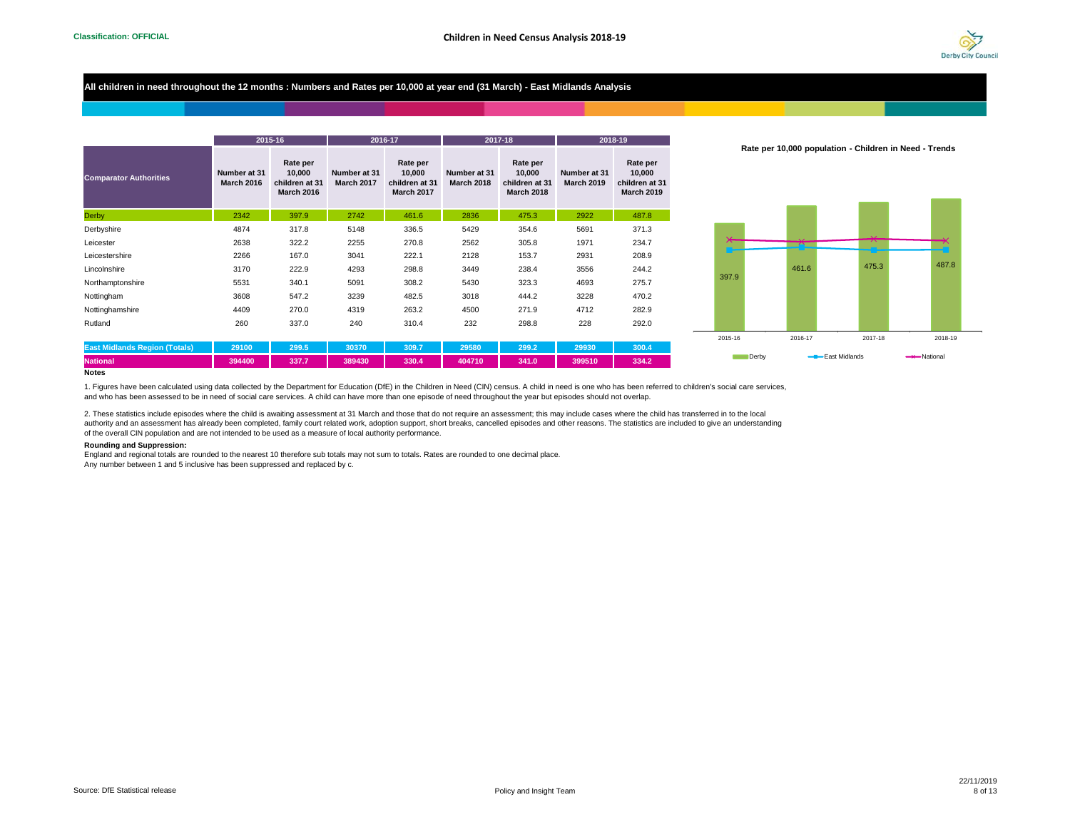Classification: OFFICIAL

**Children in Need Census Analysis 2018-19**

## All children in need throughout the 12 months : Numbers and Rates per 10,000 at year end (31 March) - East Midlands Analysis

| Comparator Authorities | 2015-16 | | 2016-17 | | 2017-18 | | 2018-19 | |
|---|---|---|---|---|---|---|---|---|
| | Number at 31 March 2016 | Rate per 10,000 children at 31 March 2016 | Number at 31 March 2017 | Rate per 10,000 children at 31 March 2017 | Number at 31 March 2018 | Rate per 10,000 children at 31 March 2018 | Number at 31 March 2019 | Rate per 10,000 children at 31 March 2019 |
| Derby | 2342 | 397.9 | 2742 | 461.6 | 2836 | 475.3 | 2922 | 487.8 |
| Derbyshire | 4874 | 317.8 | 5148 | 336.5 | 5429 | 354.6 | 5691 | 371.3 |
| Leicester | 2638 | 322.2 | 2255 | 270.8 | 2562 | 305.8 | 1971 | 234.7 |
| Leicestershire | 2266 | 167.0 | 3041 | 222.1 | 2128 | 153.7 | 2931 | 208.9 |
| Lincolnshire | 3170 | 222.9 | 4293 | 298.8 | 3449 | 238.4 | 3556 | 244.2 |
| Northamptonshire | 5531 | 340.1 | 5091 | 308.2 | 5430 | 323.3 | 4693 | 275.7 |
| Nottingham | 3608 | 547.2 | 3239 | 482.5 | 3018 | 444.2 | 3228 | 470.2 |
| Nottinghamshire | 4409 | 270.0 | 4319 | 263.2 | 4500 | 271.9 | 4712 | 282.9 |
| Rutland | 260 | 337.0 | 240 | 310.4 | 232 | 298.8 | 228 | 292.0 |
| East Midlands Region (Totals) | 29100 | 299.5 | 30370 | 309.7 | 29580 | 299.2 | 29930 | 300.4 |
| National | 394400 | 337.7 | 389430 | 330.4 | 404710 | 341.0 | 399510 | 334.2 |

**Rate per 10,000 population - Children in Need - Trends**

| | 2015-16 | 2016-17 | 2017-18 | 2018-19 |
|---|---|---|---|---|
| Derby | 397.9 | 461.6 | 475.3 | 487.8 |

Legend: Derby, East Midlands, National

**Notes**

1. Figures have been calculated using data collected by the Department for Education (DfE) in the Children in Need (CIN) census. A child in need is one who has been referred to children's social care services, and who has been assessed to be in need of social care services. A child can have more than one episode of need throughout the year but episodes should not overlap.

2. These statistics include episodes where the child is awaiting assessment at 31 March and those that do not require an assessment; this may include cases where the child has transferred in to the local authority and an assessment has already been completed, family court related work, adoption support, short breaks, cancelled episodes and other reasons. The statistics are included to give an understanding of the overall CIN population and are not intended to be used as a measure of local authority performance.

**Rounding and Suppression:**

England and regional totals are rounded to the nearest 10 therefore sub totals may not sum to totals. Rates are rounded to one decimal place.
Any number between 1 and 5 inclusive has been suppressed and replaced by c.

Source: DfE Statistical release

Policy and Insight Team

22/11/2019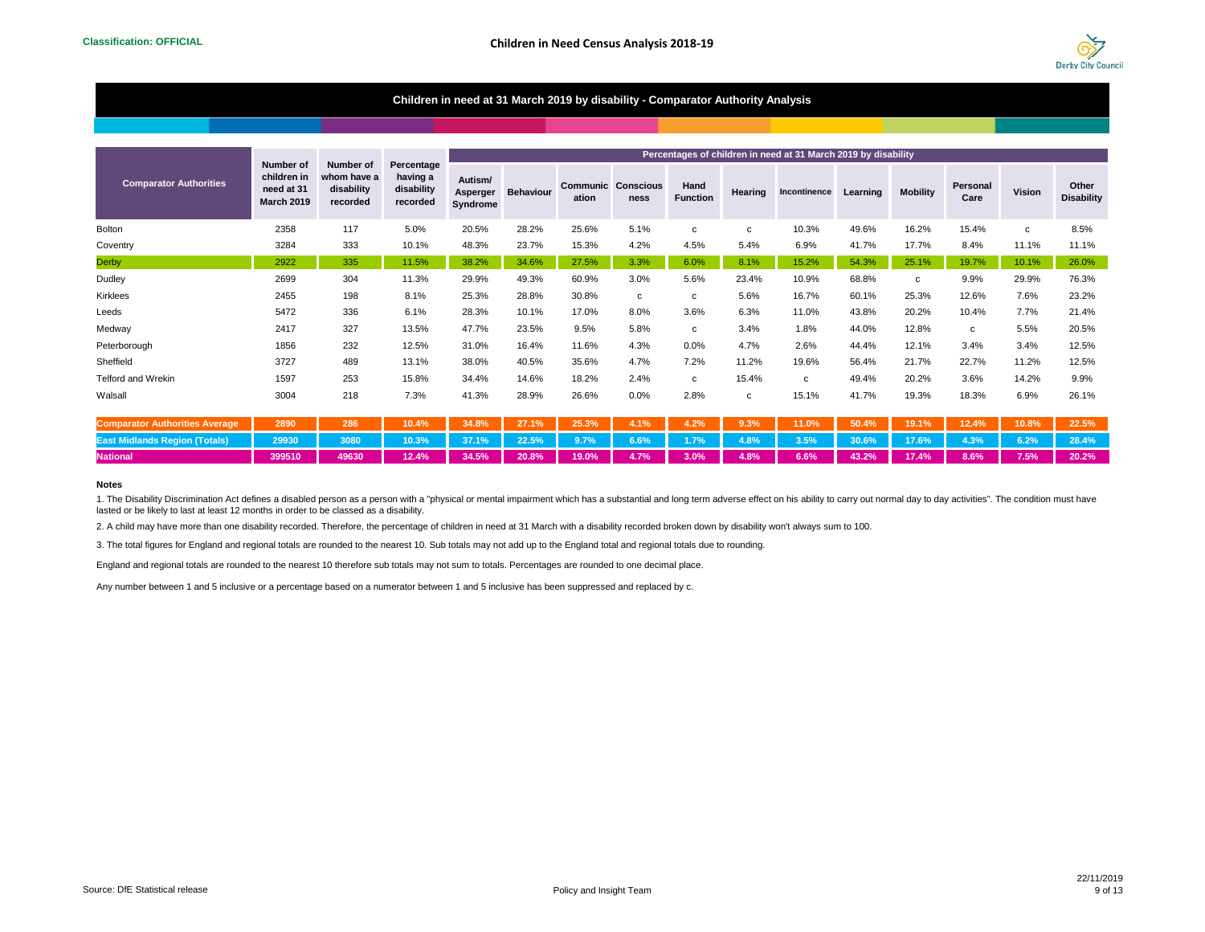Classification: OFFICIAL

# Children in Need Census Analysis 2018-19

## Children in need at 31 March 2019 by disability - Comparator Authority Analysis

| Comparator Authorities | Number of children in need at 31 March 2019 | Number of whom have a disability recorded | Percentage having a disability recorded | Percentages of children in need at 31 March 2019 by disability | | | | | | | | | | | |
|---|---|---|---|---|---|---|---|---|---|---|---|---|---|---|---|
| | | | | Autism/ Asperger Syndrome | Behaviour | Communication | Consciousness | Hand Function | Hearing | Incontinence | Learning | Mobility | Personal Care | Vision | Other Disability |
| Bolton | 2358 | 117 | 5.0% | 20.5% | 28.2% | 25.6% | 5.1% | c | c | 10.3% | 49.6% | 16.2% | 15.4% | c | 8.5% |
| Coventry | 3284 | 333 | 10.1% | 48.3% | 23.7% | 15.3% | 4.2% | 4.5% | 5.4% | 6.9% | 41.7% | 17.7% | 8.4% | 11.1% | 11.1% |
| Derby | 2922 | 335 | 11.5% | 38.2% | 34.6% | 27.5% | 3.3% | 6.0% | 8.1% | 15.2% | 54.3% | 25.1% | 19.7% | 10.1% | 26.0% |
| Dudley | 2699 | 304 | 11.3% | 29.9% | 49.3% | 60.9% | 3.0% | 5.6% | 23.4% | 10.9% | 68.8% | c | 9.9% | 29.9% | 76.3% |
| Kirklees | 2455 | 198 | 8.1% | 25.3% | 28.8% | 30.8% | c | c | 5.6% | 16.7% | 60.1% | 25.3% | 12.6% | 7.6% | 23.2% |
| Leeds | 5472 | 336 | 6.1% | 28.3% | 10.1% | 17.0% | 8.0% | 3.6% | 6.3% | 11.0% | 43.8% | 20.2% | 10.4% | 7.7% | 21.4% |
| Medway | 2417 | 327 | 13.5% | 47.7% | 23.5% | 9.5% | 5.8% | c | 3.4% | 1.8% | 44.0% | 12.8% | c | 5.5% | 20.5% |
| Peterborough | 1856 | 232 | 12.5% | 31.0% | 16.4% | 11.6% | 4.3% | 0.0% | 4.7% | 2.6% | 44.4% | 12.1% | 3.4% | 3.4% | 12.5% |
| Sheffield | 3727 | 489 | 13.1% | 38.0% | 40.5% | 35.6% | 4.7% | 7.2% | 11.2% | 19.6% | 56.4% | 21.7% | 22.7% | 11.2% | 12.5% |
| Telford and Wrekin | 1597 | 253 | 15.8% | 34.4% | 14.6% | 18.2% | 2.4% | c | 15.4% | c | 49.4% | 20.2% | 3.6% | 14.2% | 9.9% |
| Walsall | 3004 | 218 | 7.3% | 41.3% | 28.9% | 26.6% | 0.0% | 2.8% | c | 15.1% | 41.7% | 19.3% | 18.3% | 6.9% | 26.1% |
| **Comparator Authorities Average** | **2890** | **286** | **10.4%** | **34.8%** | **27.1%** | **25.3%** | **4.1%** | **4.2%** | **9.3%** | **11.0%** | **50.4%** | **19.1%** | **12.4%** | **10.8%** | **22.5%** |
| **East Midlands Region (Totals)** | **29930** | **3080** | **10.3%** | **37.1%** | **22.5%** | **9.7%** | **6.6%** | **1.7%** | **4.8%** | **3.5%** | **30.6%** | **17.6%** | **4.3%** | **6.2%** | **28.4%** |
| **National** | **399510** | **49630** | **12.4%** | **34.5%** | **20.8%** | **19.0%** | **4.7%** | **3.0%** | **4.8%** | **6.6%** | **43.2%** | **17.4%** | **8.6%** | **7.5%** | **20.2%** |

**Notes**

1. The Disability Discrimination Act defines a disabled person as a person with a "physical or mental impairment which has a substantial and long term adverse effect on his ability to carry out normal day to day activities". The condition must have lasted or be likely to last at least 12 months in order to be classed as a disability.

2. A child may have more than one disability recorded. Therefore, the percentage of children in need at 31 March with a disability recorded broken down by disability won't always sum to 100.

3. The total figures for England and regional totals are rounded to the nearest 10. Sub totals may not add up to the England total and regional totals due to rounding.

England and regional totals are rounded to the nearest 10 therefore sub totals may not sum to totals. Percentages are rounded to one decimal place.

Any number between 1 and 5 inclusive or a percentage based on a numerator between 1 and 5 inclusive has been suppressed and replaced by c.

Source: DfE Statistical release

Policy and Insight Team

22/11/2019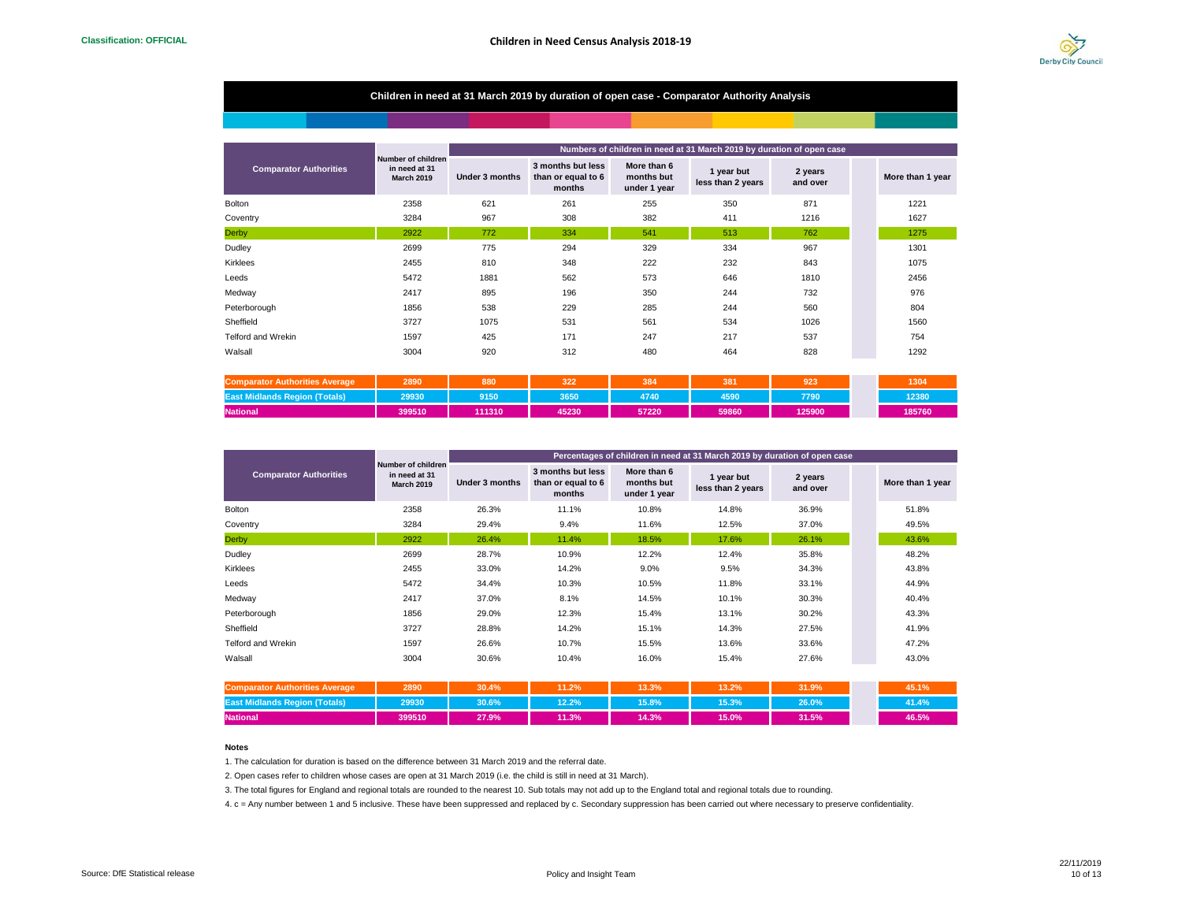Classification: OFFICIAL

## Children in Need Census Analysis 2018-19

### Children in need at 31 March 2019 by duration of open case - Comparator Authority Analysis

| Comparator Authorities | Number of children in need at 31 March 2019 | Numbers of children in need at 31 March 2019 by duration of open case | | | | | |
|---|---|---|---|---|---|---|---|
| | | Under 3 months | 3 months but less than or equal to 6 months | More than 6 months but under 1 year | 1 year but less than 2 years | 2 years and over | More than 1 year |
| Bolton | 2358 | 621 | 261 | 255 | 350 | 871 | 1221 |
| Coventry | 3284 | 967 | 308 | 382 | 411 | 1216 | 1627 |
| Derby | 2922 | 772 | 334 | 541 | 513 | 762 | 1275 |
| Dudley | 2699 | 775 | 294 | 329 | 334 | 967 | 1301 |
| Kirklees | 2455 | 810 | 348 | 222 | 232 | 843 | 1075 |
| Leeds | 5472 | 1881 | 562 | 573 | 646 | 1810 | 2456 |
| Medway | 2417 | 895 | 196 | 350 | 244 | 732 | 976 |
| Peterborough | 1856 | 538 | 229 | 285 | 244 | 560 | 804 |
| Sheffield | 3727 | 1075 | 531 | 561 | 534 | 1026 | 1560 |
| Telford and Wrekin | 1597 | 425 | 171 | 247 | 217 | 537 | 754 |
| Walsall | 3004 | 920 | 312 | 480 | 464 | 828 | 1292 |
| **Comparator Authorities Average** | **2890** | **880** | **322** | **384** | **381** | **923** | **1304** |
| **East Midlands Region (Totals)** | **29930** | **9150** | **3650** | **4740** | **4590** | **7790** | **12380** |
| **National** | **399510** | **111310** | **45230** | **57220** | **59860** | **125900** | **185760** |

| Comparator Authorities | Number of children in need at 31 March 2019 | Percentages of children in need at 31 March 2019 by duration of open case | | | | | |
|---|---|---|---|---|---|---|---|
| | | Under 3 months | 3 months but less than or equal to 6 months | More than 6 months but under 1 year | 1 year but less than 2 years | 2 years and over | More than 1 year |
| Bolton | 2358 | 26.3% | 11.1% | 10.8% | 14.8% | 36.9% | 51.8% |
| Coventry | 3284 | 29.4% | 9.4% | 11.6% | 12.5% | 37.0% | 49.5% |
| Derby | 2922 | 26.4% | 11.4% | 18.5% | 17.6% | 26.1% | 43.6% |
| Dudley | 2699 | 28.7% | 10.9% | 12.2% | 12.4% | 35.8% | 48.2% |
| Kirklees | 2455 | 33.0% | 14.2% | 9.0% | 9.5% | 34.3% | 43.8% |
| Leeds | 5472 | 34.4% | 10.3% | 10.5% | 11.8% | 33.1% | 44.9% |
| Medway | 2417 | 37.0% | 8.1% | 14.5% | 10.1% | 30.3% | 40.4% |
| Peterborough | 1856 | 29.0% | 12.3% | 15.4% | 13.1% | 30.2% | 43.3% |
| Sheffield | 3727 | 28.8% | 14.2% | 15.1% | 14.3% | 27.5% | 41.9% |
| Telford and Wrekin | 1597 | 26.6% | 10.7% | 15.5% | 13.6% | 33.6% | 47.2% |
| Walsall | 3004 | 30.6% | 10.4% | 16.0% | 15.4% | 27.6% | 43.0% |
| **Comparator Authorities Average** | **2890** | **30.4%** | **11.2%** | **13.3%** | **13.2%** | **31.9%** | **45.1%** |
| **East Midlands Region (Totals)** | **29930** | **30.6%** | **12.2%** | **15.8%** | **15.3%** | **26.0%** | **41.4%** |
| **National** | **399510** | **27.9%** | **11.3%** | **14.3%** | **15.0%** | **31.5%** | **46.5%** |

**Notes**

1. The calculation for duration is based on the difference between 31 March 2019 and the referral date.

2. Open cases refer to children whose cases are open at 31 March 2019 (i.e. the child is still in need at 31 March).

3. The total figures for England and regional totals are rounded to the nearest 10. Sub totals may not add up to the England total and regional totals due to rounding.

4. c = Any number between 1 and 5 inclusive. These have been suppressed and replaced by c. Secondary suppression has been carried out where necessary to preserve confidentiality.

Source: DfE Statistical release

Policy and Insight Team

22/11/2019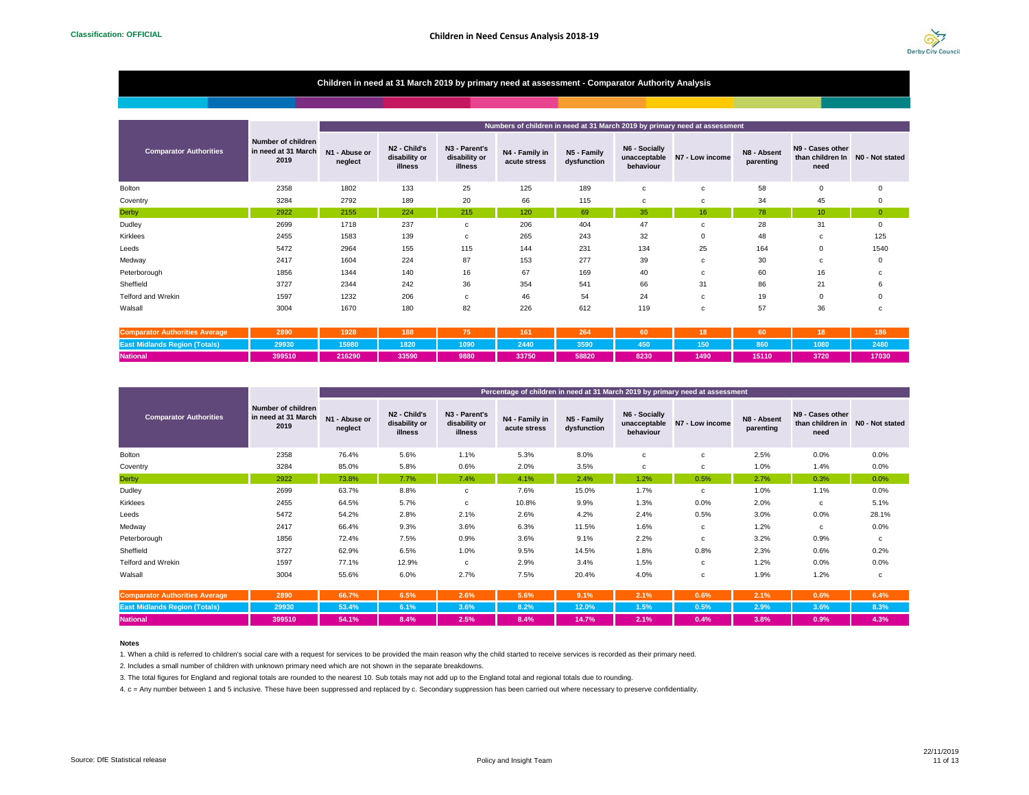**Classification: OFFICIAL**

## Children in Need Census Analysis 2018-19

### Children in need at 31 March 2019 by primary need at assessment - Comparator Authority Analysis

| Comparator Authorities | Number of children in need at 31 March 2019 | Numbers of children in need at 31 March 2019 by primary need at assessment | | | | | | | | | |
|---|---|---|---|---|---|---|---|---|---|---|---|
| | | N1 - Abuse or neglect | N2 - Child's disability or illness | N3 - Parent's disability or illness | N4 - Family in acute stress | N5 - Family dysfunction | N6 - Socially unacceptable behaviour | N7 - Low income | N8 - Absent parenting | N9 - Cases other than children in need | N0 - Not stated |
| Bolton | 2358 | 1802 | 133 | 25 | 125 | 189 | c | c | 58 | 0 | 0 |
| Coventry | 3284 | 2792 | 189 | 20 | 66 | 115 | c | c | 34 | 45 | 0 |
| Derby | 2922 | 2155 | 224 | 215 | 120 | 69 | 35 | 16 | 78 | 10 | 0 |
| Dudley | 2699 | 1718 | 237 | c | 206 | 404 | 47 | c | 28 | 31 | 0 |
| Kirklees | 2455 | 1583 | 139 | c | 265 | 243 | 32 | 0 | 48 | c | 125 |
| Leeds | 5472 | 2964 | 155 | 115 | 144 | 231 | 134 | 25 | 164 | 0 | 1540 |
| Medway | 2417 | 1604 | 224 | 87 | 153 | 277 | 39 | c | 30 | c | 0 |
| Peterborough | 1856 | 1344 | 140 | 16 | 67 | 169 | 40 | c | 60 | 16 | c |
| Sheffield | 3727 | 2344 | 242 | 36 | 354 | 541 | 66 | 31 | 86 | 21 | 6 |
| Telford and Wrekin | 1597 | 1232 | 206 | c | 46 | 54 | 24 | c | 19 | 0 | 0 |
| Walsall | 3004 | 1670 | 180 | 82 | 226 | 612 | 119 | c | 57 | 36 | c |
| **Comparator Authorities Average** | **2890** | **1928** | **188** | **75** | **161** | **264** | **60** | **18** | **60** | **18** | **186** |
| **East Midlands Region (Totals)** | **29930** | **15980** | **1820** | **1090** | **2440** | **3590** | **450** | **150** | **860** | **1080** | **2480** |
| **National** | **399510** | **216290** | **33590** | **9880** | **33750** | **58820** | **8230** | **1490** | **15110** | **3720** | **17030** |

| Comparator Authorities | Number of children in need at 31 March 2019 | Percentage of children in need at 31 March 2019 by primary need at assessment | | | | | | | | | |
|---|---|---|---|---|---|---|---|---|---|---|---|
| | | N1 - Abuse or neglect | N2 - Child's disability or illness | N3 - Parent's disability or illness | N4 - Family in acute stress | N5 - Family dysfunction | N6 - Socially unacceptable behaviour | N7 - Low income | N8 - Absent parenting | N9 - Cases other than children in need | N0 - Not stated |
| Bolton | 2358 | 76.4% | 5.6% | 1.1% | 5.3% | 8.0% | c | c | 2.5% | 0.0% | 0.0% |
| Coventry | 3284 | 85.0% | 5.8% | 0.6% | 2.0% | 3.5% | c | c | 1.0% | 1.4% | 0.0% |
| Derby | 2922 | 73.8% | 7.7% | 7.4% | 4.1% | 2.4% | 1.2% | 0.5% | 2.7% | 0.3% | 0.0% |
| Dudley | 2699 | 63.7% | 8.8% | c | 7.6% | 15.0% | 1.7% | c | 1.0% | 1.1% | 0.0% |
| Kirklees | 2455 | 64.5% | 5.7% | c | 10.8% | 9.9% | 1.3% | 0.0% | 2.0% | c | 5.1% |
| Leeds | 5472 | 54.2% | 2.8% | 2.1% | 2.6% | 4.2% | 2.4% | 0.5% | 3.0% | 0.0% | 28.1% |
| Medway | 2417 | 66.4% | 9.3% | 3.6% | 6.3% | 11.5% | 1.6% | c | 1.2% | c | 0.0% |
| Peterborough | 1856 | 72.4% | 7.5% | 0.9% | 3.6% | 9.1% | 2.2% | c | 3.2% | 0.9% | c |
| Sheffield | 3727 | 62.9% | 6.5% | 1.0% | 9.5% | 14.5% | 1.8% | 0.8% | 2.3% | 0.6% | 0.2% |
| Telford and Wrekin | 1597 | 77.1% | 12.9% | c | 2.9% | 3.4% | 1.5% | c | 1.2% | 0.0% | 0.0% |
| Walsall | 3004 | 55.6% | 6.0% | 2.7% | 7.5% | 20.4% | 4.0% | c | 1.9% | 1.2% | c |
| **Comparator Authorities Average** | **2890** | **66.7%** | **6.5%** | **2.6%** | **5.6%** | **9.1%** | **2.1%** | **0.6%** | **2.1%** | **0.6%** | **6.4%** |
| **East Midlands Region (Totals)** | **29930** | **53.4%** | **6.1%** | **3.6%** | **8.2%** | **12.0%** | **1.5%** | **0.5%** | **2.9%** | **3.6%** | **8.3%** |
| **National** | **399510** | **54.1%** | **8.4%** | **2.5%** | **8.4%** | **14.7%** | **2.1%** | **0.4%** | **3.8%** | **0.9%** | **4.3%** |

**Notes**

1. When a child is referred to children's social care with a request for services to be provided the main reason why the child started to receive services is recorded as their primary need.

2. Includes a small number of children with unknown primary need which are not shown in the separate breakdowns.

3. The total figures for England and regional totals are rounded to the nearest 10. Sub totals may not add up to the England total and regional totals due to rounding.

4. c = Any number between 1 and 5 inclusive. These have been suppressed and replaced by c. Secondary suppression has been carried out where necessary to preserve confidentiality.

Source: DfE Statistical release

Policy and Insight Team

22/11/2019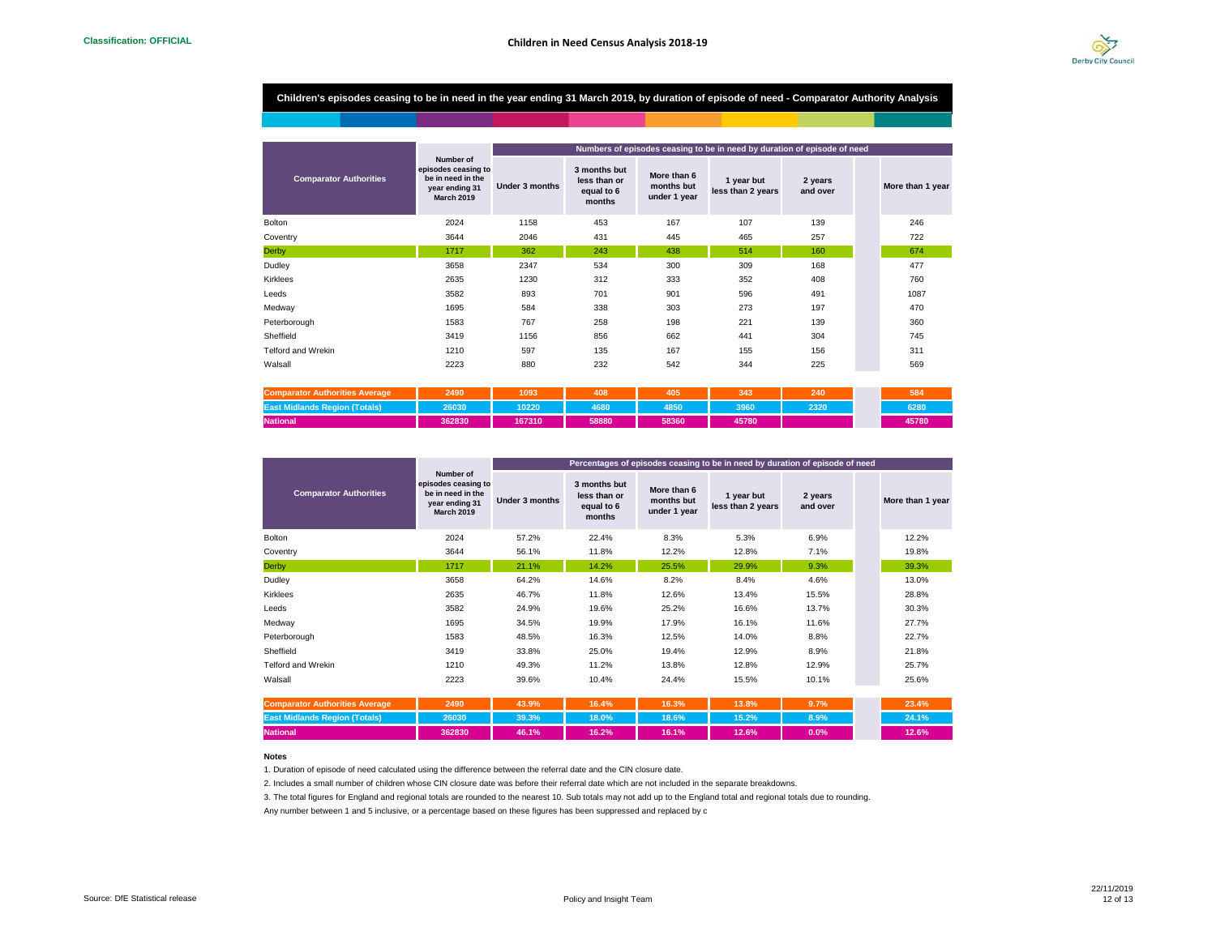**Classification: OFFICIAL**

## Children in Need Census Analysis 2018-19

### Children's episodes ceasing to be in need in the year ending 31 March 2019, by duration of episode of need - Comparator Authority Analysis

| Comparator Authorities | Number of episodes ceasing to be in need in the year ending 31 March 2019 | Numbers of episodes ceasing to be in need by duration of episode of need | | | | | | |
|---|---|---|---|---|---|---|---|---|
| | | Under 3 months | 3 months but less than or equal to 6 months | More than 6 months but under 1 year | 1 year but less than 2 years | 2 years and over | | More than 1 year |
| Bolton | 2024 | 1158 | 453 | 167 | 107 | 139 | | 246 |
| Coventry | 3644 | 2046 | 431 | 445 | 465 | 257 | | 722 |
| Derby | 1717 | 362 | 243 | 438 | 514 | 160 | | 674 |
| Dudley | 3658 | 2347 | 534 | 300 | 309 | 168 | | 477 |
| Kirklees | 2635 | 1230 | 312 | 333 | 352 | 408 | | 760 |
| Leeds | 3582 | 893 | 701 | 901 | 596 | 491 | | 1087 |
| Medway | 1695 | 584 | 338 | 303 | 273 | 197 | | 470 |
| Peterborough | 1583 | 767 | 258 | 198 | 221 | 139 | | 360 |
| Sheffield | 3419 | 1156 | 856 | 662 | 441 | 304 | | 745 |
| Telford and Wrekin | 1210 | 597 | 135 | 167 | 155 | 156 | | 311 |
| Walsall | 2223 | 880 | 232 | 542 | 344 | 225 | | 569 |
| **Comparator Authorities Average** | **2490** | **1093** | **408** | **405** | **343** | **240** | | **584** |
| **East Midlands Region (Totals)** | **26030** | **10220** | **4680** | **4850** | **3960** | **2320** | | **6280** |
| **National** | **362830** | **167310** | **58880** | **58360** | **45780** | | | **45780** |

| Comparator Authorities | Number of episodes ceasing to be in need in the year ending 31 March 2019 | Percentages of episodes ceasing to be in need by duration of episode of need | | | | | | |
|---|---|---|---|---|---|---|---|---|
| | | Under 3 months | 3 months but less than or equal to 6 months | More than 6 months but under 1 year | 1 year but less than 2 years | 2 years and over | | More than 1 year |
| Bolton | 2024 | 57.2% | 22.4% | 8.3% | 5.3% | 6.9% | | 12.2% |
| Coventry | 3644 | 56.1% | 11.8% | 12.2% | 12.8% | 7.1% | | 19.8% |
| Derby | 1717 | 21.1% | 14.2% | 25.5% | 29.9% | 9.3% | | 39.3% |
| Dudley | 3658 | 64.2% | 14.6% | 8.2% | 8.4% | 4.6% | | 13.0% |
| Kirklees | 2635 | 46.7% | 11.8% | 12.6% | 13.4% | 15.5% | | 28.8% |
| Leeds | 3582 | 24.9% | 19.6% | 25.2% | 16.6% | 13.7% | | 30.3% |
| Medway | 1695 | 34.5% | 19.9% | 17.9% | 16.1% | 11.6% | | 27.7% |
| Peterborough | 1583 | 48.5% | 16.3% | 12.5% | 14.0% | 8.8% | | 22.7% |
| Sheffield | 3419 | 33.8% | 25.0% | 19.4% | 12.9% | 8.9% | | 21.8% |
| Telford and Wrekin | 1210 | 49.3% | 11.2% | 13.8% | 12.8% | 12.9% | | 25.7% |
| Walsall | 2223 | 39.6% | 10.4% | 24.4% | 15.5% | 10.1% | | 25.6% |
| **Comparator Authorities Average** | **2490** | **43.9%** | **16.4%** | **16.3%** | **13.8%** | **9.7%** | | **23.4%** |
| **East Midlands Region (Totals)** | **26030** | **39.3%** | **18.0%** | **18.6%** | **15.2%** | **8.9%** | | **24.1%** |
| **National** | **362830** | **46.1%** | **16.2%** | **16.1%** | **12.6%** | **0.0%** | | **12.6%** |

**Notes**

1. Duration of episode of need calculated using the difference between the referral date and the CIN closure date.

2. Includes a small number of children whose CIN closure date was before their referral date which are not included in the separate breakdowns.

3. The total figures for England and regional totals are rounded to the nearest 10. Sub totals may not add up to the England total and regional totals due to rounding.

Any number between 1 and 5 inclusive, or a percentage based on these figures has been suppressed and replaced by c

Source: DfE Statistical release

Policy and Insight Team

22/11/2019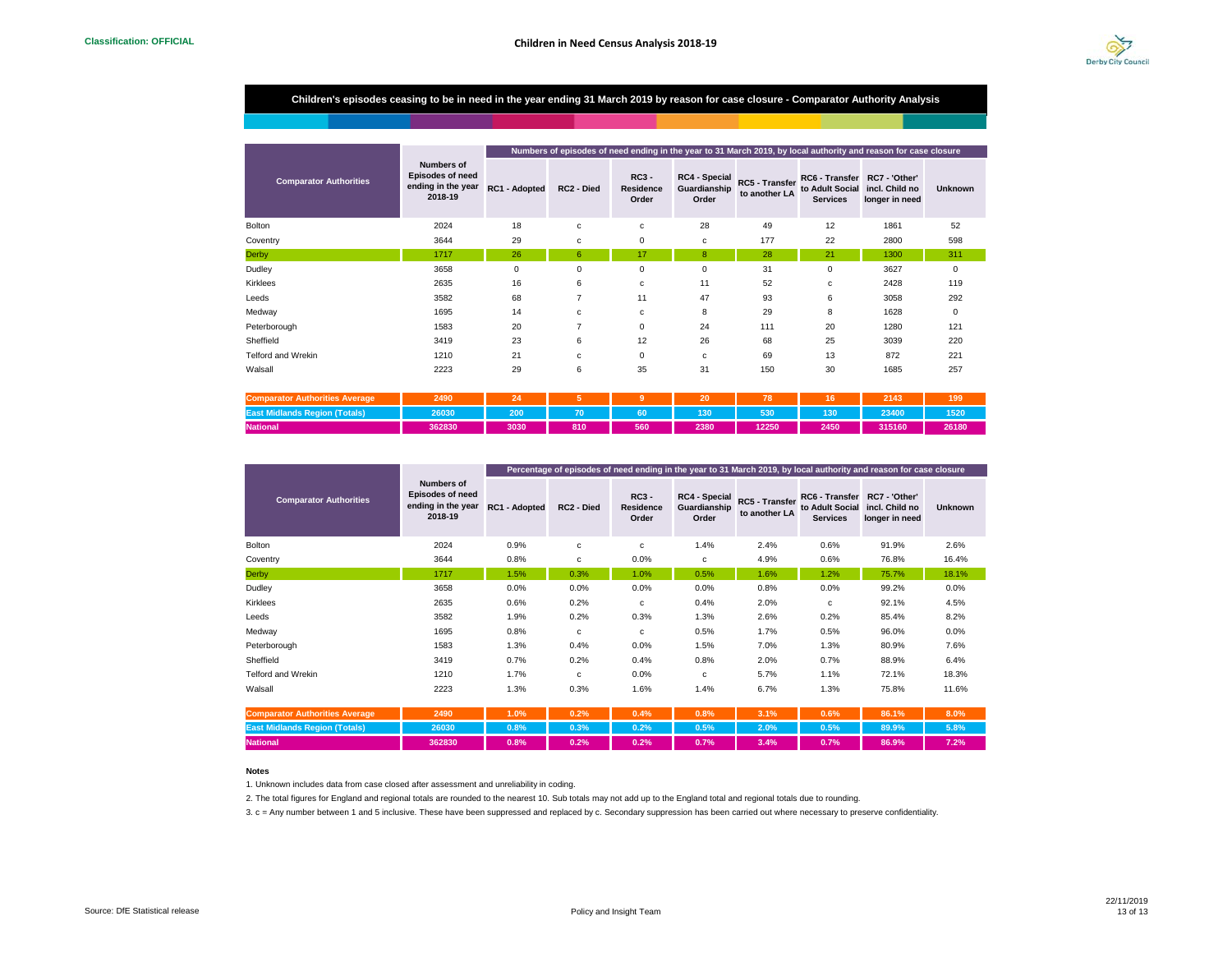Classification: OFFICIAL

# Children in Need Census Analysis 2018-19

## Children's episodes ceasing to be in need in the year ending 31 March 2019 by reason for case closure - Comparator Authority Analysis

| Comparator Authorities | Numbers of Episodes of need ending in the year 2018-19 | Numbers of episodes of need ending in the year to 31 March 2019, by local authority and reason for case closure | | | | | | | |
|---|---|---|---|---|---|---|---|---|---|
| | | RC1 - Adopted | RC2 - Died | RC3 - Residence Order | RC4 - Special Guardianship Order | RC5 - Transfer to another LA | RC6 - Transfer to Adult Social Services | RC7 - 'Other' incl. Child no longer in need | Unknown |
| Bolton | 2024 | 18 | c | c | 28 | 49 | 12 | 1861 | 52 |
| Coventry | 3644 | 29 | c | 0 | c | 177 | 22 | 2800 | 598 |
| Derby | 1717 | 26 | 6 | 17 | 8 | 28 | 21 | 1300 | 311 |
| Dudley | 3658 | 0 | 0 | 0 | 0 | 31 | 0 | 3627 | 0 |
| Kirklees | 2635 | 16 | 6 | c | 11 | 52 | c | 2428 | 119 |
| Leeds | 3582 | 68 | 7 | 11 | 47 | 93 | 6 | 3058 | 292 |
| Medway | 1695 | 14 | c | c | 8 | 29 | 8 | 1628 | 0 |
| Peterborough | 1583 | 20 | 7 | 0 | 24 | 111 | 20 | 1280 | 121 |
| Sheffield | 3419 | 23 | 6 | 12 | 26 | 68 | 25 | 3039 | 220 |
| Telford and Wrekin | 1210 | 21 | c | 0 | c | 69 | 13 | 872 | 221 |
| Walsall | 2223 | 29 | 6 | 35 | 31 | 150 | 30 | 1685 | 257 |
| Comparator Authorities Average | 2490 | 24 | 5 | 9 | 20 | 78 | 16 | 2143 | 199 |
| East Midlands Region (Totals) | 26030 | 200 | 70 | 60 | 130 | 530 | 130 | 23400 | 1520 |
| National | 362830 | 3030 | 810 | 560 | 2380 | 12250 | 2450 | 315160 | 26180 |

| Comparator Authorities | Numbers of Episodes of need ending in the year 2018-19 | Percentage of episodes of need ending in the year to 31 March 2019, by local authority and reason for case closure | | | | | | | |
|---|---|---|---|---|---|---|---|---|---|
| | | RC1 - Adopted | RC2 - Died | RC3 - Residence Order | RC4 - Special Guardianship Order | RC5 - Transfer to another LA | RC6 - Transfer to Adult Social Services | RC7 - 'Other' incl. Child no longer in need | Unknown |
| Bolton | 2024 | 0.9% | c | c | 1.4% | 2.4% | 0.6% | 91.9% | 2.6% |
| Coventry | 3644 | 0.8% | c | 0.0% | c | 4.9% | 0.6% | 76.8% | 16.4% |
| Derby | 1717 | 1.5% | 0.3% | 1.0% | 0.5% | 1.6% | 1.2% | 75.7% | 18.1% |
| Dudley | 3658 | 0.0% | 0.0% | 0.0% | 0.0% | 0.8% | 0.0% | 99.2% | 0.0% |
| Kirklees | 2635 | 0.6% | 0.2% | c | 0.4% | 2.0% | c | 92.1% | 4.5% |
| Leeds | 3582 | 1.9% | 0.2% | 0.3% | 1.3% | 2.6% | 0.2% | 85.4% | 8.2% |
| Medway | 1695 | 0.8% | c | c | 0.5% | 1.7% | 0.5% | 96.0% | 0.0% |
| Peterborough | 1583 | 1.3% | 0.4% | 0.0% | 1.5% | 7.0% | 1.3% | 80.9% | 7.6% |
| Sheffield | 3419 | 0.7% | 0.2% | 0.4% | 0.8% | 2.0% | 0.7% | 88.9% | 6.4% |
| Telford and Wrekin | 1210 | 1.7% | c | 0.0% | c | 5.7% | 1.1% | 72.1% | 18.3% |
| Walsall | 2223 | 1.3% | 0.3% | 1.6% | 1.4% | 6.7% | 1.3% | 75.8% | 11.6% |
| Comparator Authorities Average | 2490 | 1.0% | 0.2% | 0.4% | 0.8% | 3.1% | 0.6% | 86.1% | 8.0% |
| East Midlands Region (Totals) | 26030 | 0.8% | 0.3% | 0.2% | 0.5% | 2.0% | 0.5% | 89.9% | 5.8% |
| National | 362830 | 0.8% | 0.2% | 0.2% | 0.7% | 3.4% | 0.7% | 86.9% | 7.2% |

**Notes**

1. Unknown includes data from case closed after assessment and unreliability in coding.

2. The total figures for England and regional totals are rounded to the nearest 10. Sub totals may not add up to the England total and regional totals due to rounding.

3. c = Any number between 1 and 5 inclusive. These have been suppressed and replaced by c. Secondary suppression has been carried out where necessary to preserve confidentiality.

Source: DfE Statistical release

Policy and Insight Team

22/11/2019